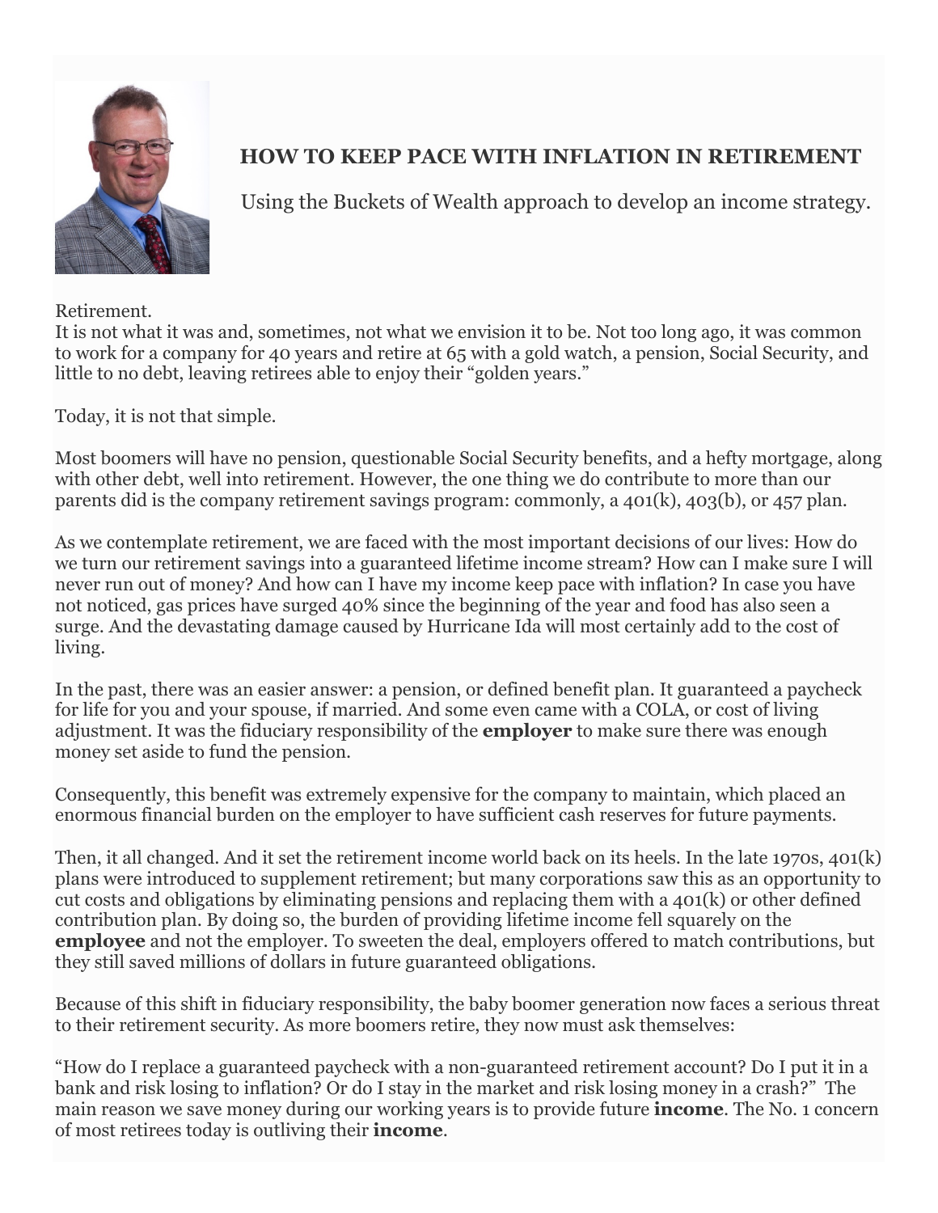# HOW TO KEEP PACE WITH INFLATION IN RETIREMENT

Using the Buckets of Wealth approach to develop an income strategy.

Retirement.
It is not what it was and, sometimes, not what we envision it to be. Not too long ago, it was common to work for a company for 40 years and retire at 65 with a gold watch, a pension, Social Security, and little to no debt, leaving retirees able to enjoy their "golden years."

Today, it is not that simple.

Most boomers will have no pension, questionable Social Security benefits, and a hefty mortgage, along with other debt, well into retirement. However, the one thing we do contribute to more than our parents did is the company retirement savings program: commonly, a 401(k), 403(b), or 457 plan.

As we contemplate retirement, we are faced with the most important decisions of our lives: How do we turn our retirement savings into a guaranteed lifetime income stream? How can I make sure I will never run out of money? And how can I have my income keep pace with inflation? In case you have not noticed, gas prices have surged 40% since the beginning of the year and food has also seen a surge. And the devastating damage caused by Hurricane Ida will most certainly add to the cost of living.

In the past, there was an easier answer: a pension, or defined benefit plan. It guaranteed a paycheck for life for you and your spouse, if married. And some even came with a COLA, or cost of living adjustment. It was the fiduciary responsibility of the **employer** to make sure there was enough money set aside to fund the pension.

Consequently, this benefit was extremely expensive for the company to maintain, which placed an enormous financial burden on the employer to have sufficient cash reserves for future payments.

Then, it all changed. And it set the retirement income world back on its heels. In the late 1970s, 401(k) plans were introduced to supplement retirement; but many corporations saw this as an opportunity to cut costs and obligations by eliminating pensions and replacing them with a 401(k) or other defined contribution plan. By doing so, the burden of providing lifetime income fell squarely on the **employee** and not the employer. To sweeten the deal, employers offered to match contributions, but they still saved millions of dollars in future guaranteed obligations.

Because of this shift in fiduciary responsibility, the baby boomer generation now faces a serious threat to their retirement security. As more boomers retire, they now must ask themselves:

"How do I replace a guaranteed paycheck with a non-guaranteed retirement account? Do I put it in a bank and risk losing to inflation? Or do I stay in the market and risk losing money in a crash?" The main reason we save money during our working years is to provide future **income**. The No. 1 concern of most retirees today is outliving their **income**.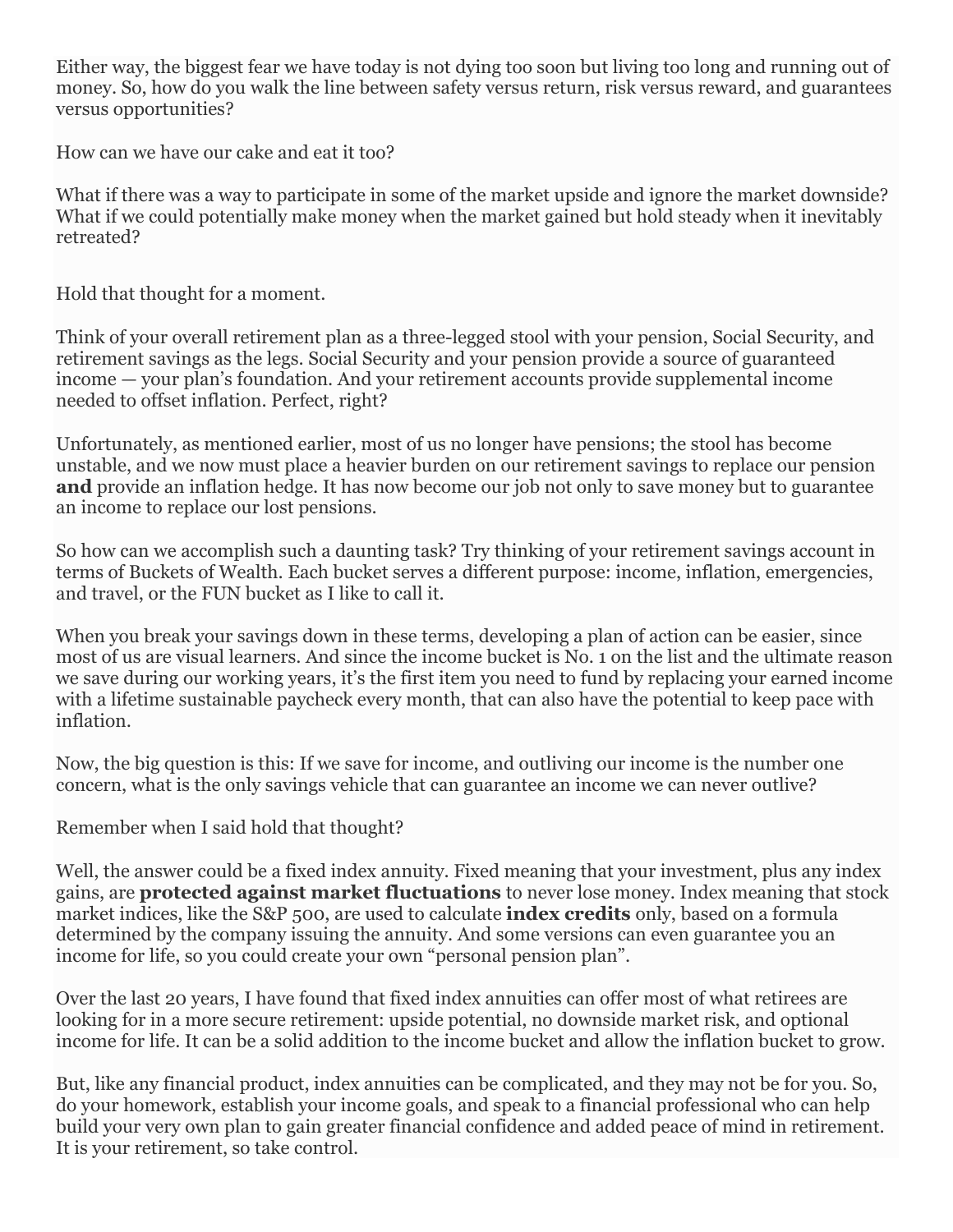Either way, the biggest fear we have today is not dying too soon but living too long and running out of money. So, how do you walk the line between safety versus return, risk versus reward, and guarantees versus opportunities?

How can we have our cake and eat it too?

What if there was a way to participate in some of the market upside and ignore the market downside? What if we could potentially make money when the market gained but hold steady when it inevitably retreated?

Hold that thought for a moment.

Think of your overall retirement plan as a three-legged stool with your pension, Social Security, and retirement savings as the legs. Social Security and your pension provide a source of guaranteed income — your plan's foundation. And your retirement accounts provide supplemental income needed to offset inflation. Perfect, right?

Unfortunately, as mentioned earlier, most of us no longer have pensions; the stool has become unstable, and we now must place a heavier burden on our retirement savings to replace our pension **and** provide an inflation hedge. It has now become our job not only to save money but to guarantee an income to replace our lost pensions.

So how can we accomplish such a daunting task? Try thinking of your retirement savings account in terms of Buckets of Wealth. Each bucket serves a different purpose: income, inflation, emergencies, and travel, or the FUN bucket as I like to call it.

When you break your savings down in these terms, developing a plan of action can be easier, since most of us are visual learners. And since the income bucket is No. 1 on the list and the ultimate reason we save during our working years, it's the first item you need to fund by replacing your earned income with a lifetime sustainable paycheck every month, that can also have the potential to keep pace with inflation.

Now, the big question is this: If we save for income, and outliving our income is the number one concern, what is the only savings vehicle that can guarantee an income we can never outlive?

Remember when I said hold that thought?

Well, the answer could be a fixed index annuity. Fixed meaning that your investment, plus any index gains, are **protected against market fluctuations** to never lose money. Index meaning that stock market indices, like the S&P 500, are used to calculate **index credits** only, based on a formula determined by the company issuing the annuity. And some versions can even guarantee you an income for life, so you could create your own "personal pension plan".

Over the last 20 years, I have found that fixed index annuities can offer most of what retirees are looking for in a more secure retirement: upside potential, no downside market risk, and optional income for life. It can be a solid addition to the income bucket and allow the inflation bucket to grow.

But, like any financial product, index annuities can be complicated, and they may not be for you. So, do your homework, establish your income goals, and speak to a financial professional who can help build your very own plan to gain greater financial confidence and added peace of mind in retirement. It is your retirement, so take control.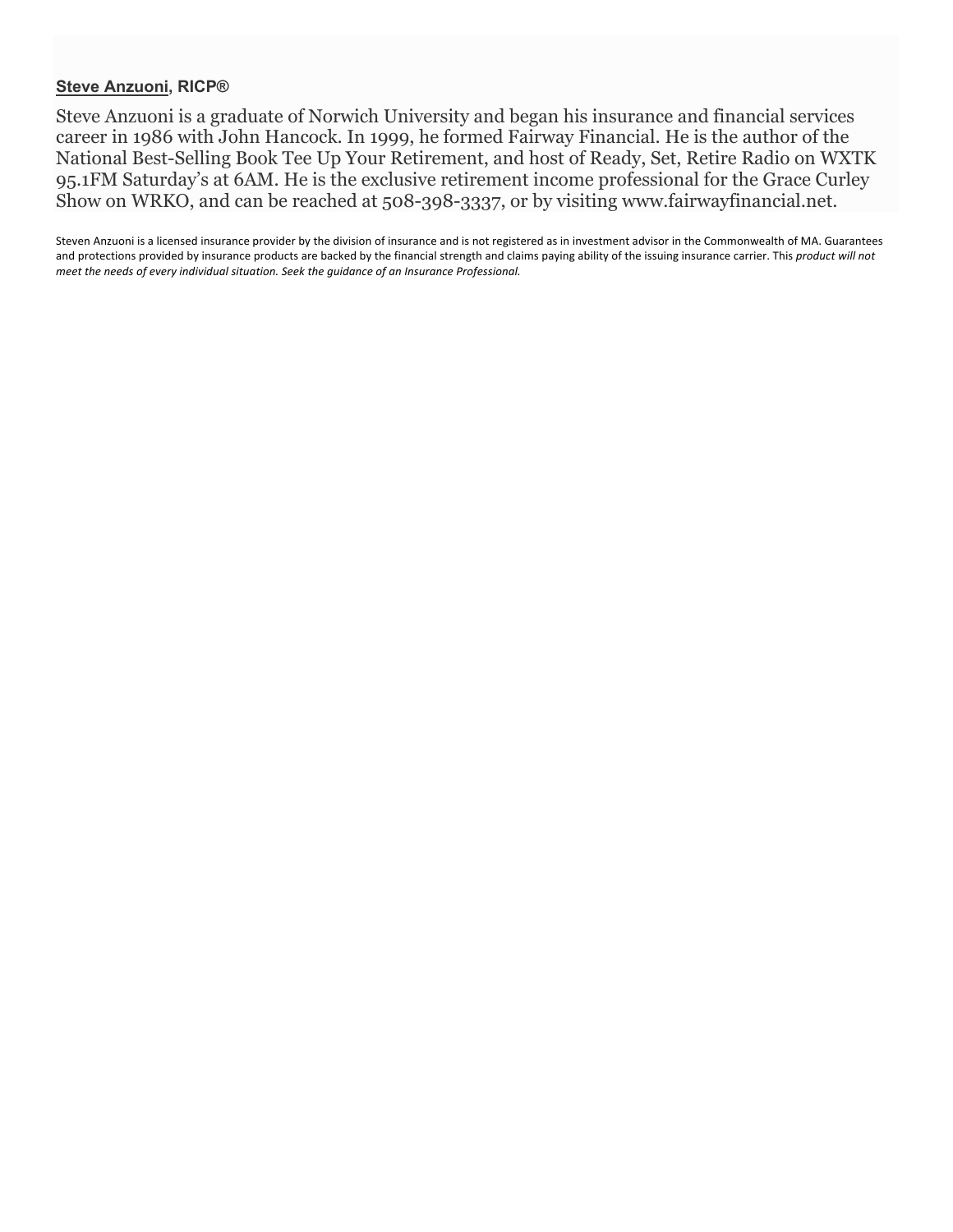**Steve Anzuoni, RICP®**

Steve Anzuoni is a graduate of Norwich University and began his insurance and financial services career in 1986 with John Hancock. In 1999, he formed Fairway Financial. He is the author of the National Best-Selling Book Tee Up Your Retirement, and host of Ready, Set, Retire Radio on WXTK 95.1FM Saturday's at 6AM. He is the exclusive retirement income professional for the Grace Curley Show on WRKO, and can be reached at 508-398-3337, or by visiting www.fairwayfinancial.net.

Steven Anzuoni is a licensed insurance provider by the division of insurance and is not registered as in investment advisor in the Commonwealth of MA. Guarantees and protections provided by insurance products are backed by the financial strength and claims paying ability of the issuing insurance carrier. This *product will not meet the needs of every individual situation. Seek the guidance of an Insurance Professional.*